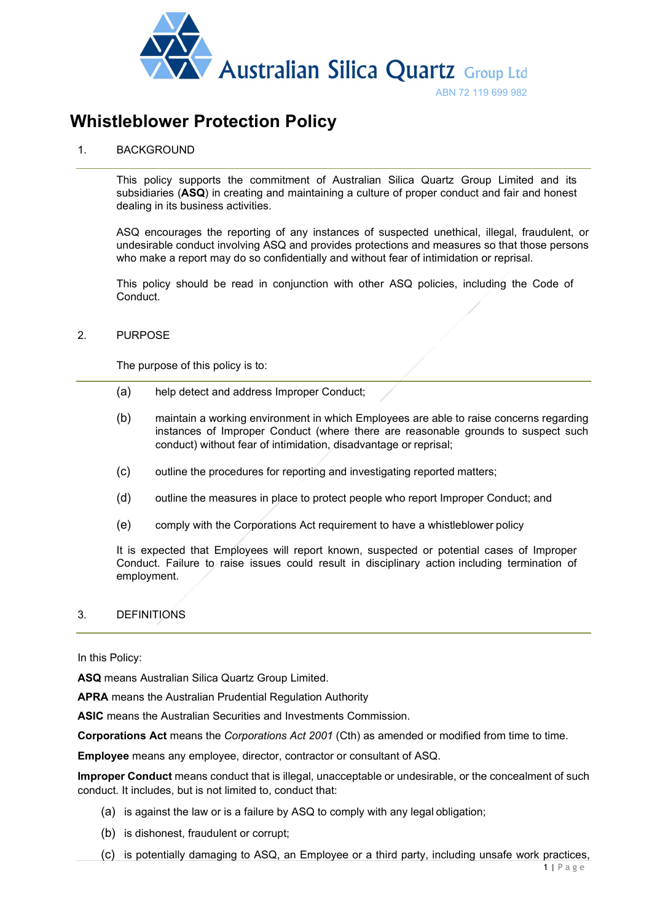Australian Silica Quartz Group Ltd

ABN 72 119 699 982

# Whistleblower Protection Policy

## 1. BACKGROUND

This policy supports the commitment of Australian Silica Quartz Group Limited and its subsidiaries (**ASQ**) in creating and maintaining a culture of proper conduct and fair and honest dealing in its business activities.

ASQ encourages the reporting of any instances of suspected unethical, illegal, fraudulent, or undesirable conduct involving ASQ and provides protections and measures so that those persons who make a report may do so confidentially and without fear of intimidation or reprisal.

This policy should be read in conjunction with other ASQ policies, including the Code of Conduct.

## 2. PURPOSE

The purpose of this policy is to:

(a) help detect and address Improper Conduct;

(b) maintain a working environment in which Employees are able to raise concerns regarding instances of Improper Conduct (where there are reasonable grounds to suspect such conduct) without fear of intimidation, disadvantage or reprisal;

(c) outline the procedures for reporting and investigating reported matters;

(d) outline the measures in place to protect people who report Improper Conduct; and

(e) comply with the Corporations Act requirement to have a whistleblower policy

It is expected that Employees will report known, suspected or potential cases of Improper Conduct. Failure to raise issues could result in disciplinary action including termination of employment.

## 3. DEFINITIONS

In this Policy:

**ASQ** means Australian Silica Quartz Group Limited.

**APRA** means the Australian Prudential Regulation Authority

**ASIC** means the Australian Securities and Investments Commission.

**Corporations Act** means the *Corporations Act 2001* (Cth) as amended or modified from time to time.

**Employee** means any employee, director, contractor or consultant of ASQ.

**Improper Conduct** means conduct that is illegal, unacceptable or undesirable, or the concealment of such conduct. It includes, but is not limited to, conduct that:

(a) is against the law or is a failure by ASQ to comply with any legal obligation;

(b) is dishonest, fraudulent or corrupt;

(c) is potentially damaging to ASQ, an Employee or a third party, including unsafe work practices,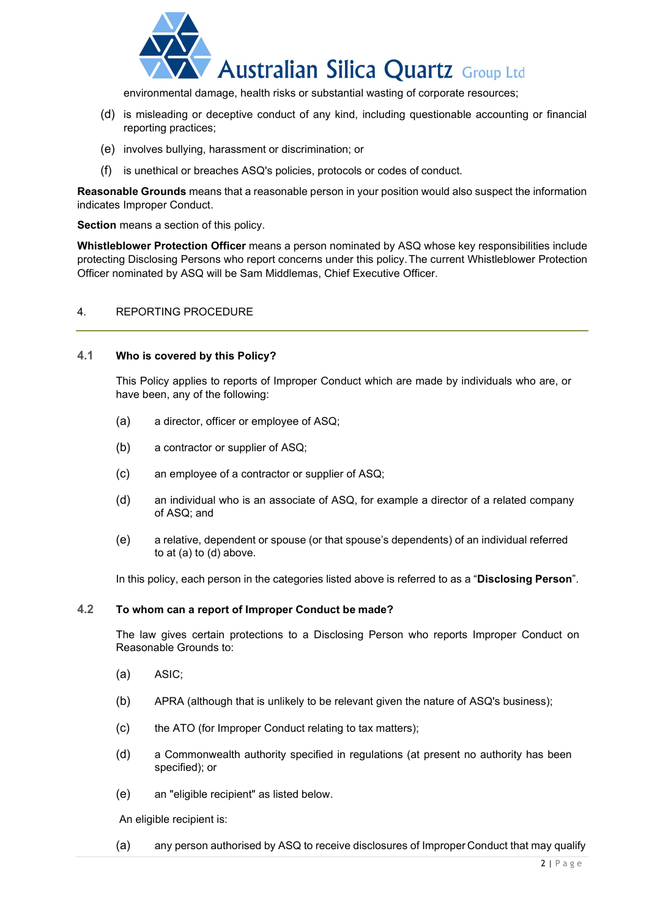environmental damage, health risks or substantial wasting of corporate resources;

(d) is misleading or deceptive conduct of any kind, including questionable accounting or financial reporting practices;

(e) involves bullying, harassment or discrimination; or

(f) is unethical or breaches ASQ's policies, protocols or codes of conduct.

**Reasonable Grounds** means that a reasonable person in your position would also suspect the information indicates Improper Conduct.

**Section** means a section of this policy.

**Whistleblower Protection Officer** means a person nominated by ASQ whose key responsibilities include protecting Disclosing Persons who report concerns under this policy. The current Whistleblower Protection Officer nominated by ASQ will be Sam Middlemas, Chief Executive Officer.

## 4. REPORTING PROCEDURE

### 4.1 Who is covered by this Policy?

This Policy applies to reports of Improper Conduct which are made by individuals who are, or have been, any of the following:

(a) a director, officer or employee of ASQ;

(b) a contractor or supplier of ASQ;

(c) an employee of a contractor or supplier of ASQ;

(d) an individual who is an associate of ASQ, for example a director of a related company of ASQ; and

(e) a relative, dependent or spouse (or that spouse's dependents) of an individual referred to at (a) to (d) above.

In this policy, each person in the categories listed above is referred to as a "**Disclosing Person**".

### 4.2 To whom can a report of Improper Conduct be made?

The law gives certain protections to a Disclosing Person who reports Improper Conduct on Reasonable Grounds to:

(a) ASIC;

(b) APRA (although that is unlikely to be relevant given the nature of ASQ's business);

(c) the ATO (for Improper Conduct relating to tax matters);

(d) a Commonwealth authority specified in regulations (at present no authority has been specified); or

(e) an "eligible recipient" as listed below.

An eligible recipient is:

(a) any person authorised by ASQ to receive disclosures of Improper Conduct that may qualify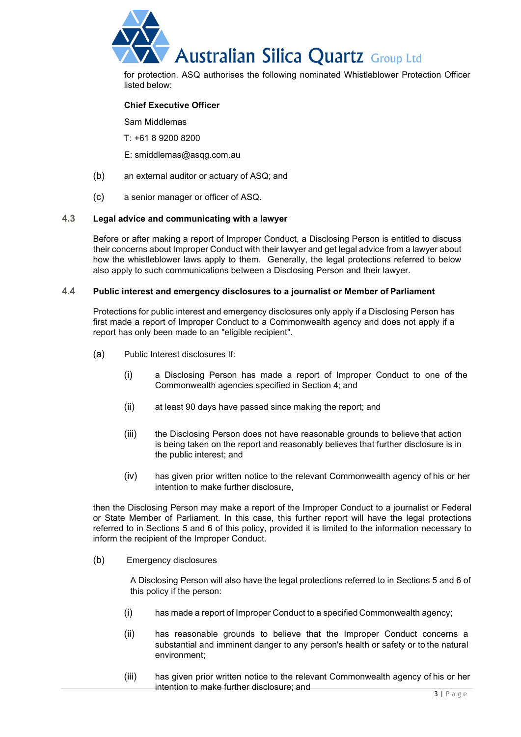for protection. ASQ authorises the following nominated Whistleblower Protection Officer listed below:

**Chief Executive Officer**

Sam Middlemas

T: +61 8 9200 8200

E: smiddlemas@asqg.com.au

(b) an external auditor or actuary of ASQ; and

(c) a senior manager or officer of ASQ.

### 4.3 Legal advice and communicating with a lawyer

Before or after making a report of Improper Conduct, a Disclosing Person is entitled to discuss their concerns about Improper Conduct with their lawyer and get legal advice from a lawyer about how the whistleblower laws apply to them. Generally, the legal protections referred to below also apply to such communications between a Disclosing Person and their lawyer.

### 4.4 Public interest and emergency disclosures to a journalist or Member of Parliament

Protections for public interest and emergency disclosures only apply if a Disclosing Person has first made a report of Improper Conduct to a Commonwealth agency and does not apply if a report has only been made to an "eligible recipient".

(a) Public Interest disclosures If:

  (i) a Disclosing Person has made a report of Improper Conduct to one of the Commonwealth agencies specified in Section 4; and

  (ii) at least 90 days have passed since making the report; and

  (iii) the Disclosing Person does not have reasonable grounds to believe that action is being taken on the report and reasonably believes that further disclosure is in the public interest; and

  (iv) has given prior written notice to the relevant Commonwealth agency of his or her intention to make further disclosure,

then the Disclosing Person may make a report of the Improper Conduct to a journalist or Federal or State Member of Parliament. In this case, this further report will have the legal protections referred to in Sections 5 and 6 of this policy, provided it is limited to the information necessary to inform the recipient of the Improper Conduct.

(b) Emergency disclosures

A Disclosing Person will also have the legal protections referred to in Sections 5 and 6 of this policy if the person:

  (i) has made a report of Improper Conduct to a specified Commonwealth agency;

  (ii) has reasonable grounds to believe that the Improper Conduct concerns a substantial and imminent danger to any person's health or safety or to the natural environment;

  (iii) has given prior written notice to the relevant Commonwealth agency of his or her intention to make further disclosure; and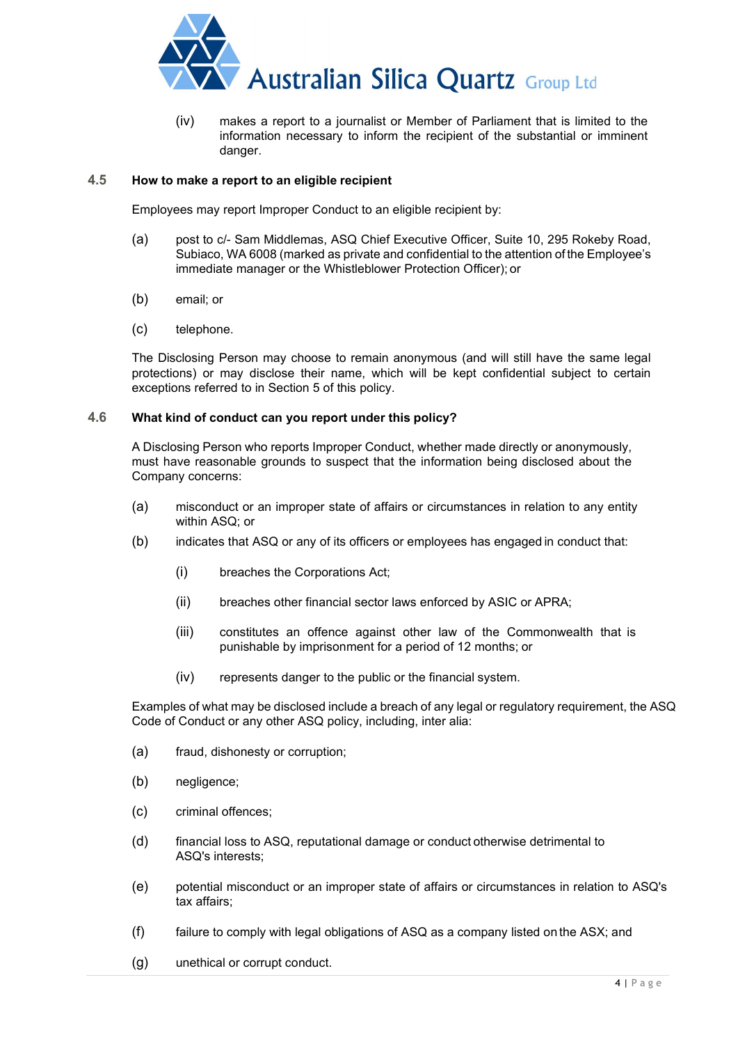(iv) makes a report to a journalist or Member of Parliament that is limited to the information necessary to inform the recipient of the substantial or imminent danger.

### 4.5 How to make a report to an eligible recipient

Employees may report Improper Conduct to an eligible recipient by:

(a) post to c/- Sam Middlemas, ASQ Chief Executive Officer, Suite 10, 295 Rokeby Road, Subiaco, WA 6008 (marked as private and confidential to the attention of the Employee's immediate manager or the Whistleblower Protection Officer); or

(b) email; or

(c) telephone.

The Disclosing Person may choose to remain anonymous (and will still have the same legal protections) or may disclose their name, which will be kept confidential subject to certain exceptions referred to in Section 5 of this policy.

### 4.6 What kind of conduct can you report under this policy?

A Disclosing Person who reports Improper Conduct, whether made directly or anonymously, must have reasonable grounds to suspect that the information being disclosed about the Company concerns:

(a) misconduct or an improper state of affairs or circumstances in relation to any entity within ASQ; or

(b) indicates that ASQ or any of its officers or employees has engaged in conduct that:

 (i) breaches the Corporations Act;

 (ii) breaches other financial sector laws enforced by ASIC or APRA;

 (iii) constitutes an offence against other law of the Commonwealth that is punishable by imprisonment for a period of 12 months; or

 (iv) represents danger to the public or the financial system.

Examples of what may be disclosed include a breach of any legal or regulatory requirement, the ASQ Code of Conduct or any other ASQ policy, including, inter alia:

(a) fraud, dishonesty or corruption;

(b) negligence;

(c) criminal offences;

(d) financial loss to ASQ, reputational damage or conduct otherwise detrimental to ASQ's interests;

(e) potential misconduct or an improper state of affairs or circumstances in relation to ASQ's tax affairs;

(f) failure to comply with legal obligations of ASQ as a company listed on the ASX; and

(g) unethical or corrupt conduct.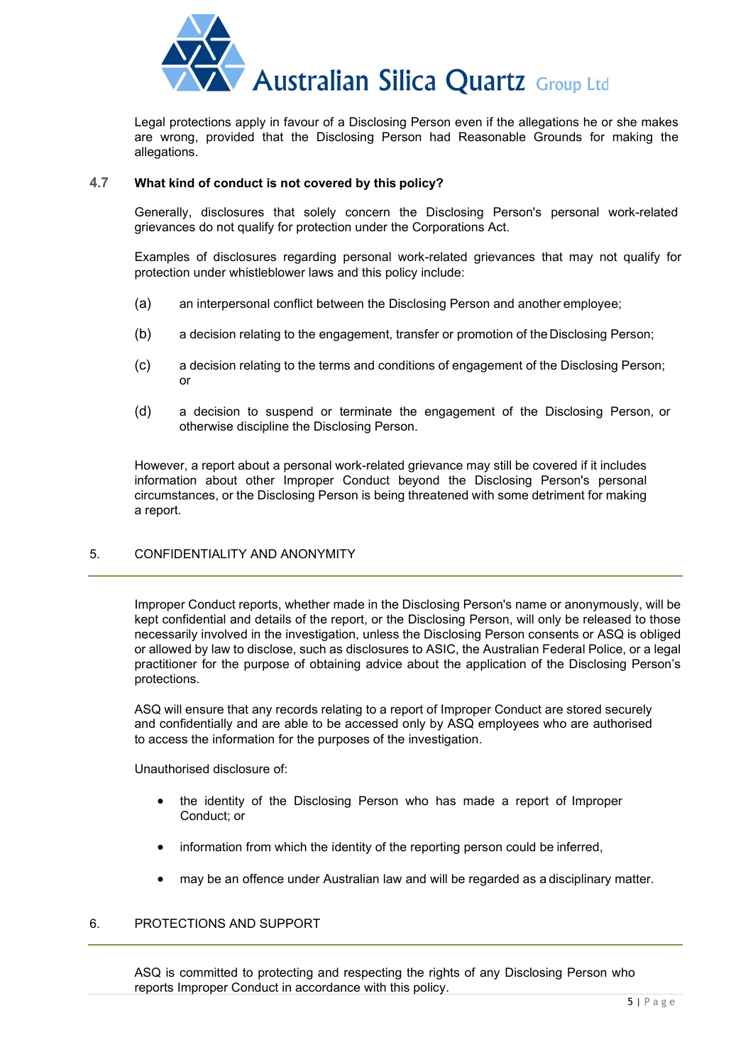Legal protections apply in favour of a Disclosing Person even if the allegations he or she makes are wrong, provided that the Disclosing Person had Reasonable Grounds for making the allegations.

### 4.7 What kind of conduct is not covered by this policy?

Generally, disclosures that solely concern the Disclosing Person's personal work-related grievances do not qualify for protection under the Corporations Act.

Examples of disclosures regarding personal work-related grievances that may not qualify for protection under whistleblower laws and this policy include:

(a) an interpersonal conflict between the Disclosing Person and another employee;

(b) a decision relating to the engagement, transfer or promotion of the Disclosing Person;

(c) a decision relating to the terms and conditions of engagement of the Disclosing Person; or

(d) a decision to suspend or terminate the engagement of the Disclosing Person, or otherwise discipline the Disclosing Person.

However, a report about a personal work-related grievance may still be covered if it includes information about other Improper Conduct beyond the Disclosing Person's personal circumstances, or the Disclosing Person is being threatened with some detriment for making a report.

## 5. CONFIDENTIALITY AND ANONYMITY

Improper Conduct reports, whether made in the Disclosing Person's name or anonymously, will be kept confidential and details of the report, or the Disclosing Person, will only be released to those necessarily involved in the investigation, unless the Disclosing Person consents or ASQ is obliged or allowed by law to disclose, such as disclosures to ASIC, the Australian Federal Police, or a legal practitioner for the purpose of obtaining advice about the application of the Disclosing Person's protections.

ASQ will ensure that any records relating to a report of Improper Conduct are stored securely and confidentially and are able to be accessed only by ASQ employees who are authorised to access the information for the purposes of the investigation.

Unauthorised disclosure of:

- the identity of the Disclosing Person who has made a report of Improper Conduct; or
- information from which the identity of the reporting person could be inferred,
- may be an offence under Australian law and will be regarded as a disciplinary matter.

## 6. PROTECTIONS AND SUPPORT

ASQ is committed to protecting and respecting the rights of any Disclosing Person who reports Improper Conduct in accordance with this policy.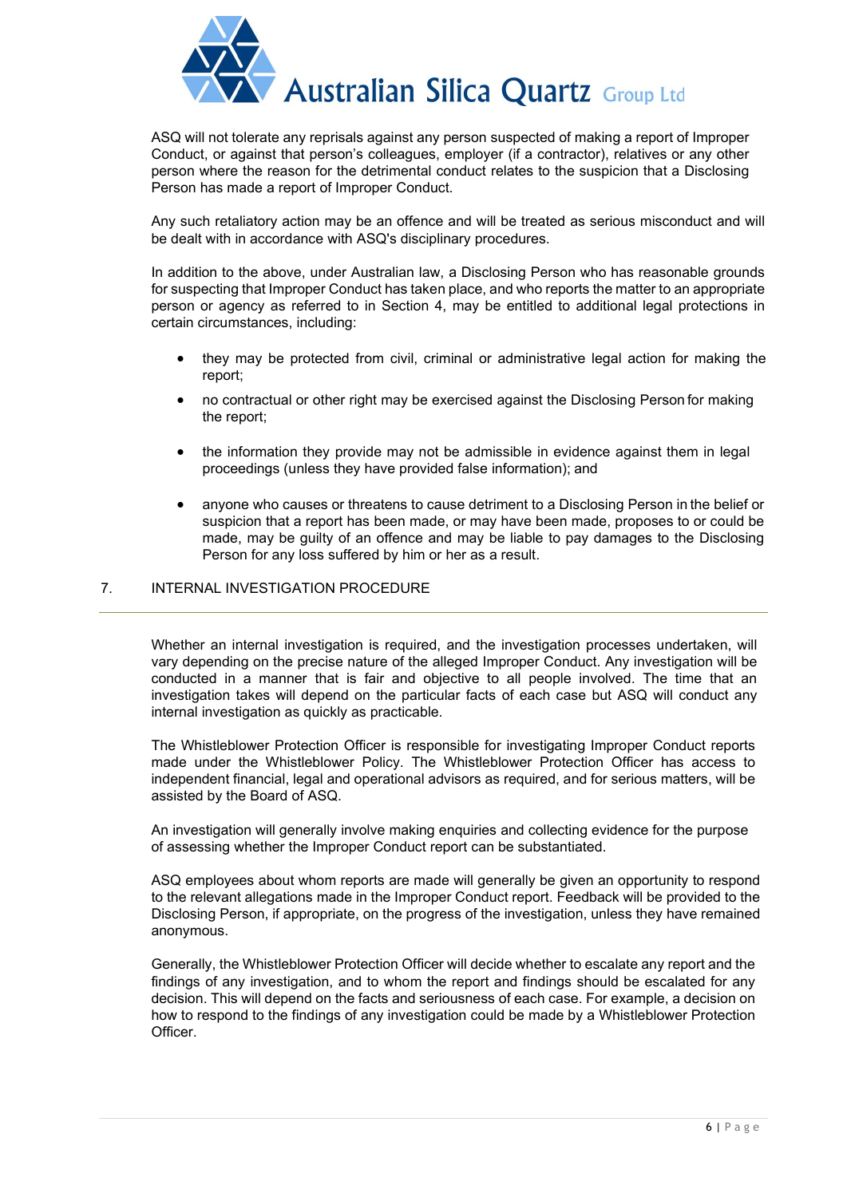ASQ will not tolerate any reprisals against any person suspected of making a report of Improper Conduct, or against that person's colleagues, employer (if a contractor), relatives or any other person where the reason for the detrimental conduct relates to the suspicion that a Disclosing Person has made a report of Improper Conduct.

Any such retaliatory action may be an offence and will be treated as serious misconduct and will be dealt with in accordance with ASQ's disciplinary procedures.

In addition to the above, under Australian law, a Disclosing Person who has reasonable grounds for suspecting that Improper Conduct has taken place, and who reports the matter to an appropriate person or agency as referred to in Section 4, may be entitled to additional legal protections in certain circumstances, including:

- they may be protected from civil, criminal or administrative legal action for making the report;
- no contractual or other right may be exercised against the Disclosing Person for making the report;
- the information they provide may not be admissible in evidence against them in legal proceedings (unless they have provided false information); and
- anyone who causes or threatens to cause detriment to a Disclosing Person in the belief or suspicion that a report has been made, or may have been made, proposes to or could be made, may be guilty of an offence and may be liable to pay damages to the Disclosing Person for any loss suffered by him or her as a result.

## 7. INTERNAL INVESTIGATION PROCEDURE

Whether an internal investigation is required, and the investigation processes undertaken, will vary depending on the precise nature of the alleged Improper Conduct. Any investigation will be conducted in a manner that is fair and objective to all people involved. The time that an investigation takes will depend on the particular facts of each case but ASQ will conduct any internal investigation as quickly as practicable.

The Whistleblower Protection Officer is responsible for investigating Improper Conduct reports made under the Whistleblower Policy. The Whistleblower Protection Officer has access to independent financial, legal and operational advisors as required, and for serious matters, will be assisted by the Board of ASQ.

An investigation will generally involve making enquiries and collecting evidence for the purpose of assessing whether the Improper Conduct report can be substantiated.

ASQ employees about whom reports are made will generally be given an opportunity to respond to the relevant allegations made in the Improper Conduct report. Feedback will be provided to the Disclosing Person, if appropriate, on the progress of the investigation, unless they have remained anonymous.

Generally, the Whistleblower Protection Officer will decide whether to escalate any report and the findings of any investigation, and to whom the report and findings should be escalated for any decision. This will depend on the facts and seriousness of each case. For example, a decision on how to respond to the findings of any investigation could be made by a Whistleblower Protection Officer.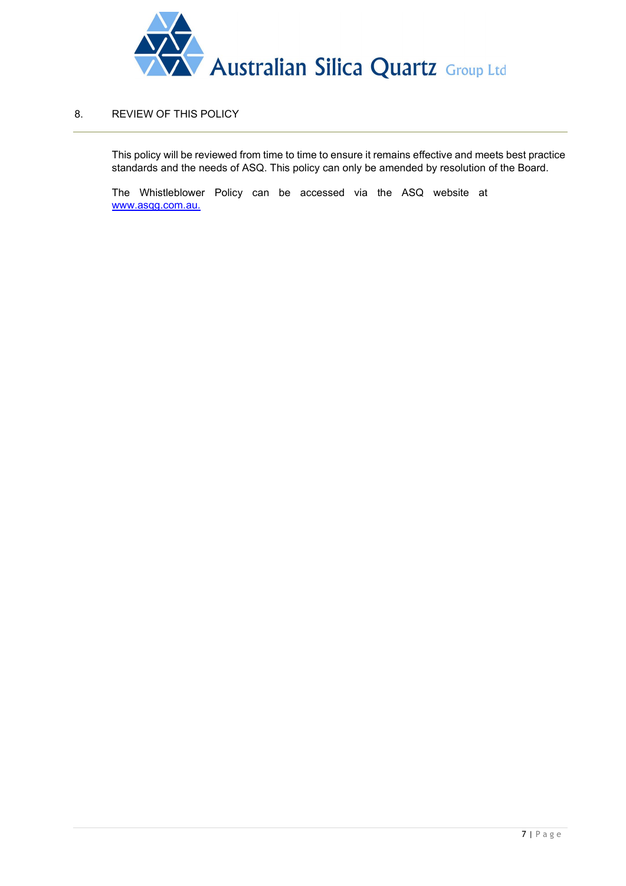## 8. REVIEW OF THIS POLICY

This policy will be reviewed from time to time to ensure it remains effective and meets best practice standards and the needs of ASQ. This policy can only be amended by resolution of the Board.

The Whistleblower Policy can be accessed via the ASQ website at www.asqg.com.au.